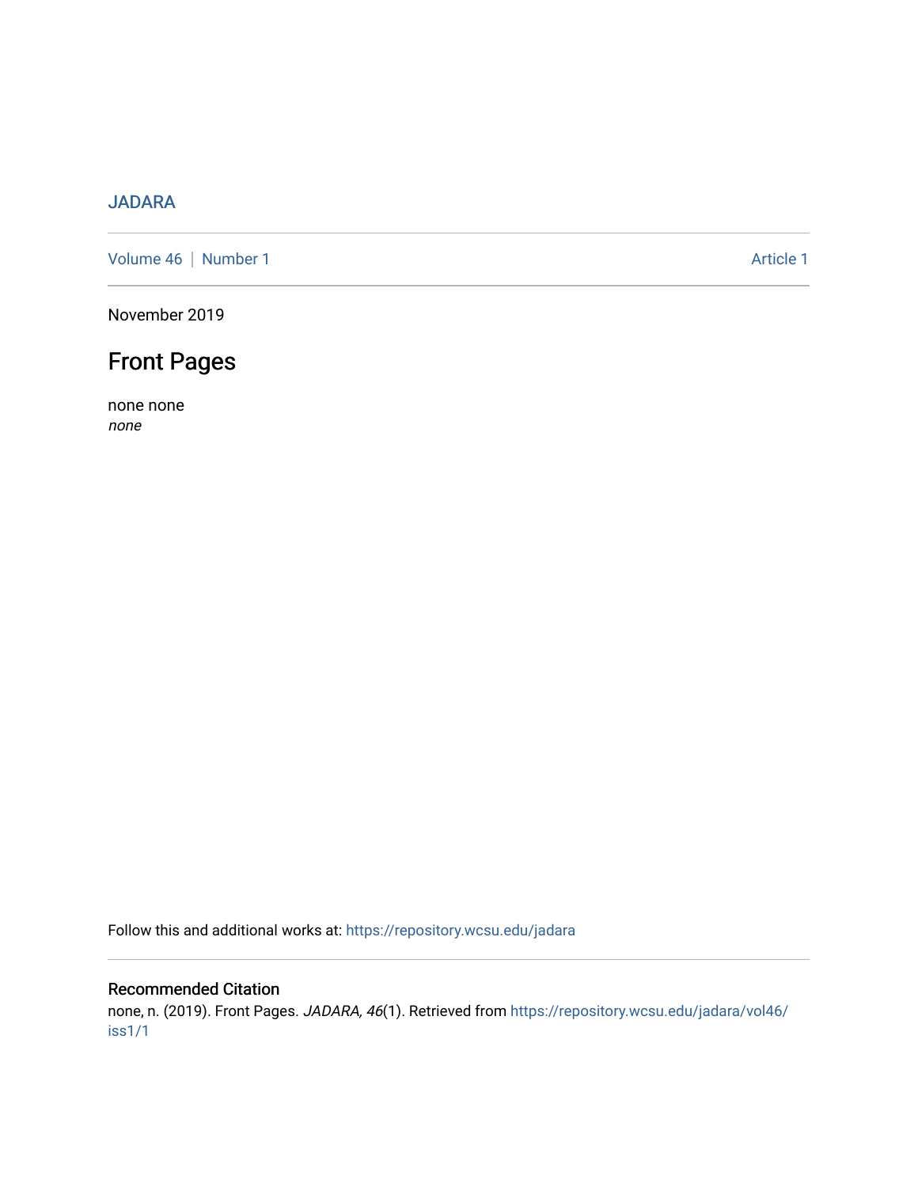JADARA

Volume 46 | Number 1 — Article 1

November 2019

# Front Pages

none none
*none*

Follow this and additional works at: https://repository.wcsu.edu/jadara

## Recommended Citation

none, n. (2019). Front Pages. *JADARA, 46*(1). Retrieved from https://repository.wcsu.edu/jadara/vol46/iss1/1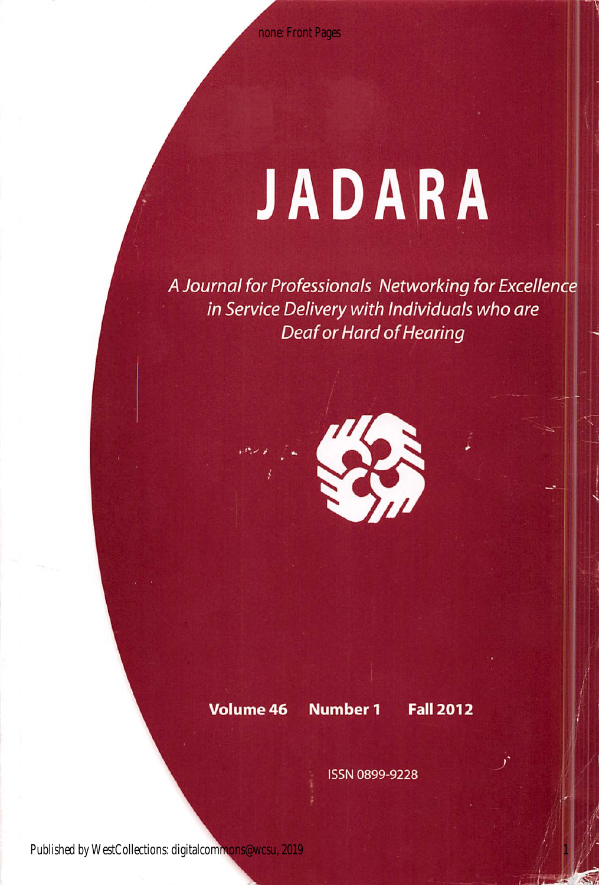# JADARA

*A Journal for Professionals Networking for Excellence in Service Delivery with Individuals who are Deaf or Hard of Hearing*

**Volume 46 Number 1 Fall 2012**

ISSN 0899-9228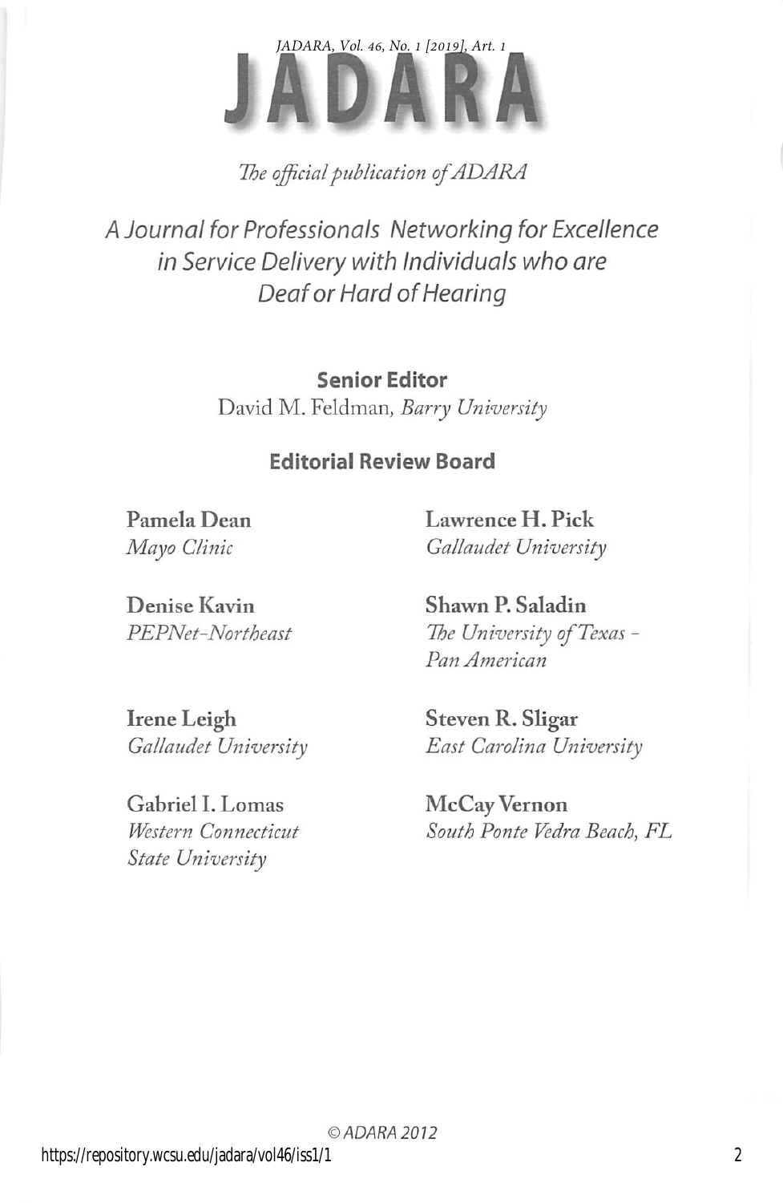# JADARA

*The official publication of ADARA*

*A Journal for Professionals Networking for Excellence in Service Delivery with Individuals who are Deaf or Hard of Hearing*

## Senior Editor

David M. Feldman, *Barry University*

## Editorial Review Board

**Pamela Dean**
*Mayo Clinic*

**Denise Kavin**
*PEPNet-Northeast*

**Irene Leigh**
*Gallaudet University*

**Gabriel I. Lomas**
*Western Connecticut State University*

**Lawrence H. Pick**
*Gallaudet University*

**Shawn P. Saladin**
*The University of Texas - Pan American*

**Steven R. Sligar**
*East Carolina University*

**McCay Vernon**
*South Ponte Vedra Beach, FL*

© ADARA 2012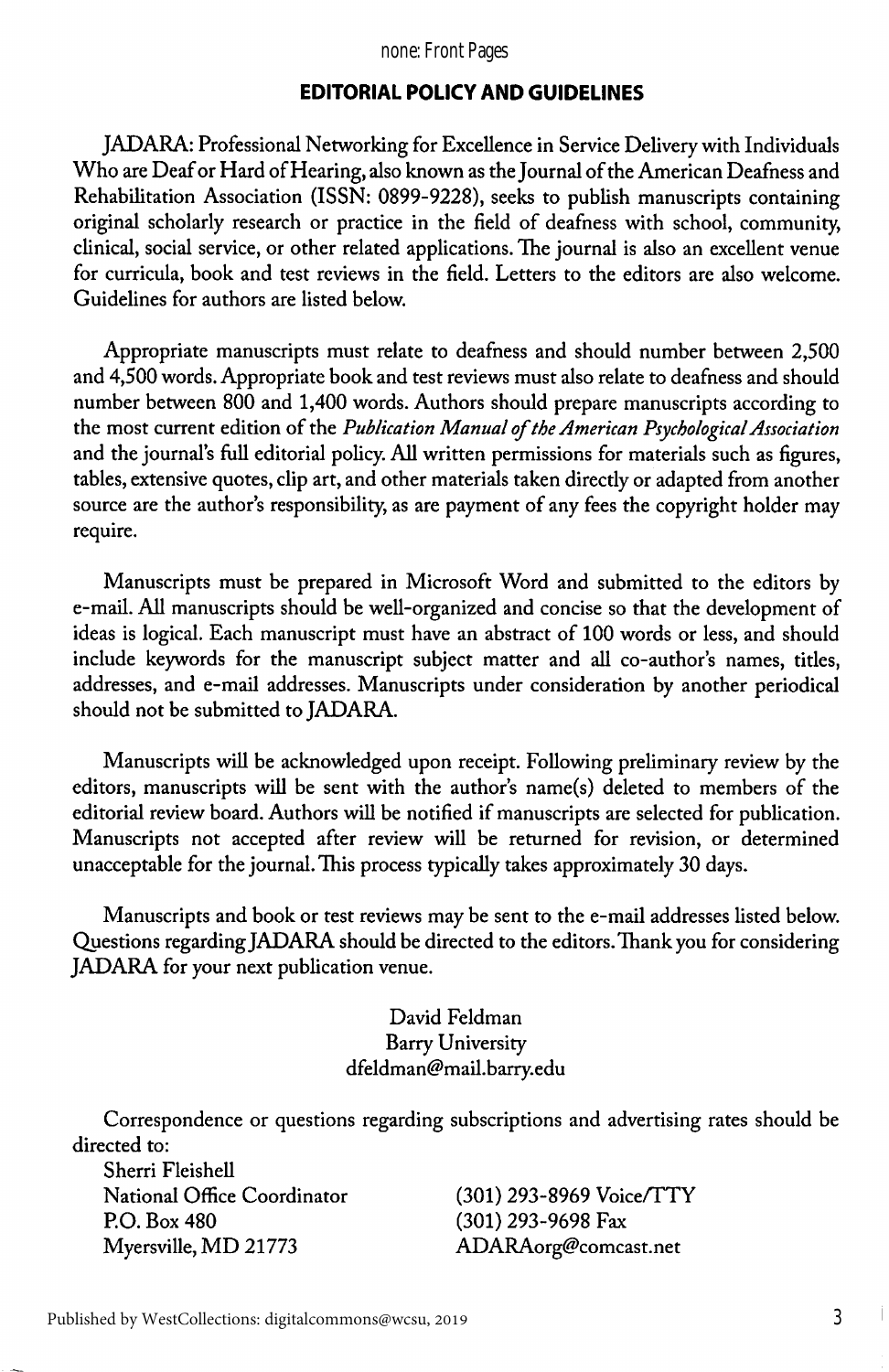## EDITORIAL POLICY AND GUIDELINES

JADARA: Professional Networking for Excellence in Service Delivery with Individuals Who are Deaf or Hard of Hearing, also known as the Journal of the American Deafness and Rehabilitation Association (ISSN: 0899-9228), seeks to publish manuscripts containing original scholarly research or practice in the field of deafness with school, community, clinical, social service, or other related applications. The journal is also an excellent venue for curricula, book and test reviews in the field. Letters to the editors are also welcome. Guidelines for authors are listed below.

Appropriate manuscripts must relate to deafness and should number between 2,500 and 4,500 words. Appropriate book and test reviews must also relate to deafness and should number between 800 and 1,400 words. Authors should prepare manuscripts according to the most current edition of the *Publication Manual of the American Psychological Association* and the journal's full editorial policy. All written permissions for materials such as figures, tables, extensive quotes, clip art, and other materials taken directly or adapted from another source are the author's responsibility, as are payment of any fees the copyright holder may require.

Manuscripts must be prepared in Microsoft Word and submitted to the editors by e-mail. All manuscripts should be well-organized and concise so that the development of ideas is logical. Each manuscript must have an abstract of 100 words or less, and should include keywords for the manuscript subject matter and all co-author's names, titles, addresses, and e-mail addresses. Manuscripts under consideration by another periodical should not be submitted to JADARA.

Manuscripts will be acknowledged upon receipt. Following preliminary review by the editors, manuscripts will be sent with the author's name(s) deleted to members of the editorial review board. Authors will be notified if manuscripts are selected for publication. Manuscripts not accepted after review will be returned for revision, or determined unacceptable for the journal. This process typically takes approximately 30 days.

Manuscripts and book or test reviews may be sent to the e-mail addresses listed below. Questions regarding JADARA should be directed to the editors. Thank you for considering JADARA for your next publication venue.

David Feldman
Barry University
dfeldman@mail.barry.edu

Correspondence or questions regarding subscriptions and advertising rates should be directed to:

Sherri Fleishell
National Office Coordinator
P.O. Box 480
Myersville, MD 21773

(301) 293-8969 Voice/TTY
(301) 293-9698 Fax
ADARAorg@comcast.net